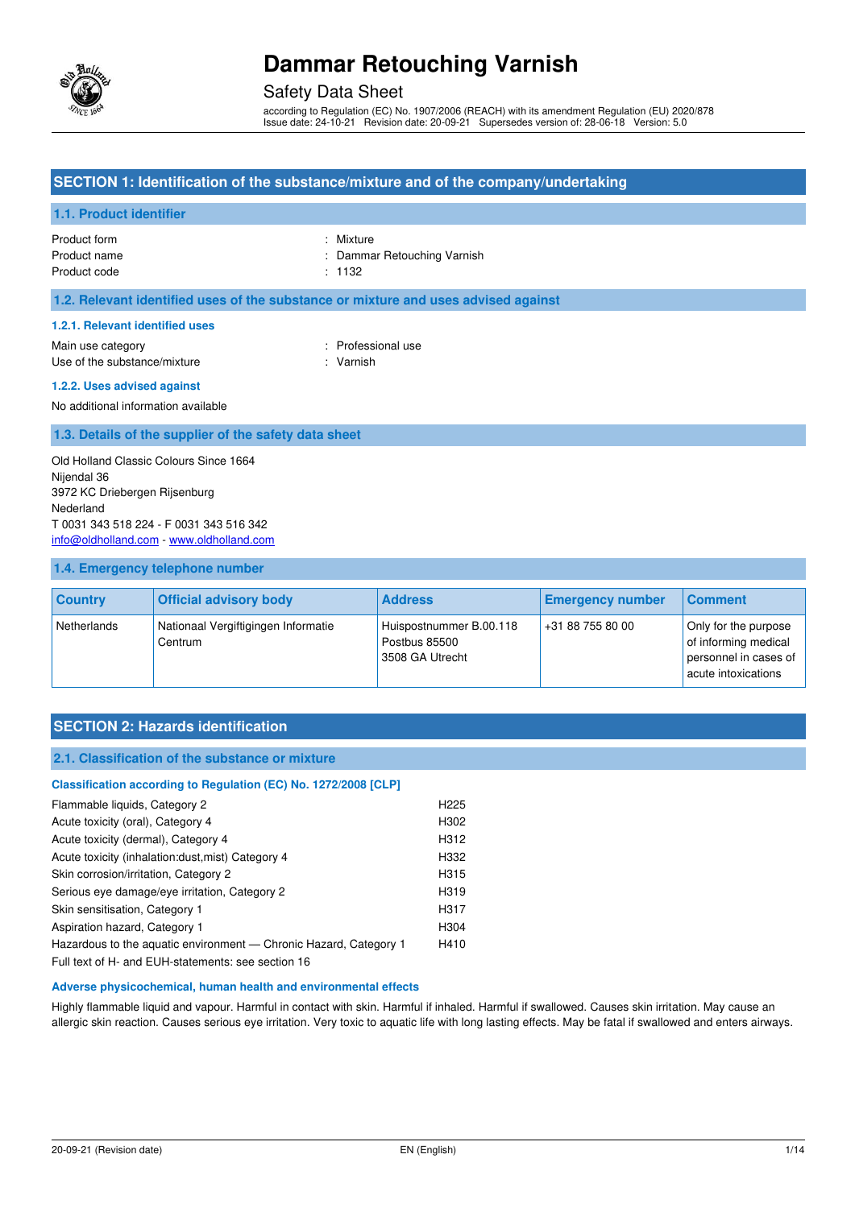# Dammar Retouching Varnish

Safety Data Sheet

according to Regulation (EC) No. 1907/2006 (REACH) with its amendment Regulation (EU) 2020/878
Issue date: 24-10-21 Revision date: 20-09-21 Supersedes version of: 28-06-18 Version: 5.0

## SECTION 1: Identification of the substance/mixture and of the company/undertaking

### 1.1. Product identifier

| | |
|---|---|
| Product form | : Mixture |
| Product name | : Dammar Retouching Varnish |
| Product code | : 1132 |

### 1.2. Relevant identified uses of the substance or mixture and uses advised against

#### 1.2.1. Relevant identified uses

| | |
|---|---|
| Main use category | : Professional use |
| Use of the substance/mixture | : Varnish |

#### 1.2.2. Uses advised against

No additional information available

### 1.3. Details of the supplier of the safety data sheet

Old Holland Classic Colours Since 1664
Nijendal 36
3972 KC Driebergen Rijsenburg
Nederland
T 0031 343 518 224 - F 0031 343 516 342
info@oldholland.com - www.oldholland.com

### 1.4. Emergency telephone number

| Country | Official advisory body | Address | Emergency number | Comment |
|---|---|---|---|---|
| Netherlands | Nationaal Vergiftigingen Informatie Centrum | Huispostnummer B.00.118 Postbus 85500 3508 GA Utrecht | +31 88 755 80 00 | Only for the purpose of informing medical personnel in cases of acute intoxications |

## SECTION 2: Hazards identification

### 2.1. Classification of the substance or mixture

#### Classification according to Regulation (EC) No. 1272/2008 [CLP]

| | |
|---|---|
| Flammable liquids, Category 2 | H225 |
| Acute toxicity (oral), Category 4 | H302 |
| Acute toxicity (dermal), Category 4 | H312 |
| Acute toxicity (inhalation:dust,mist) Category 4 | H332 |
| Skin corrosion/irritation, Category 2 | H315 |
| Serious eye damage/eye irritation, Category 2 | H319 |
| Skin sensitisation, Category 1 | H317 |
| Aspiration hazard, Category 1 | H304 |
| Hazardous to the aquatic environment — Chronic Hazard, Category 1 | H410 |

Full text of H- and EUH-statements: see section 16

#### Adverse physicochemical, human health and environmental effects

Highly flammable liquid and vapour. Harmful in contact with skin. Harmful if inhaled. Harmful if swallowed. Causes skin irritation. May cause an allergic skin reaction. Causes serious eye irritation. Very toxic to aquatic life with long lasting effects. May be fatal if swallowed and enters airways.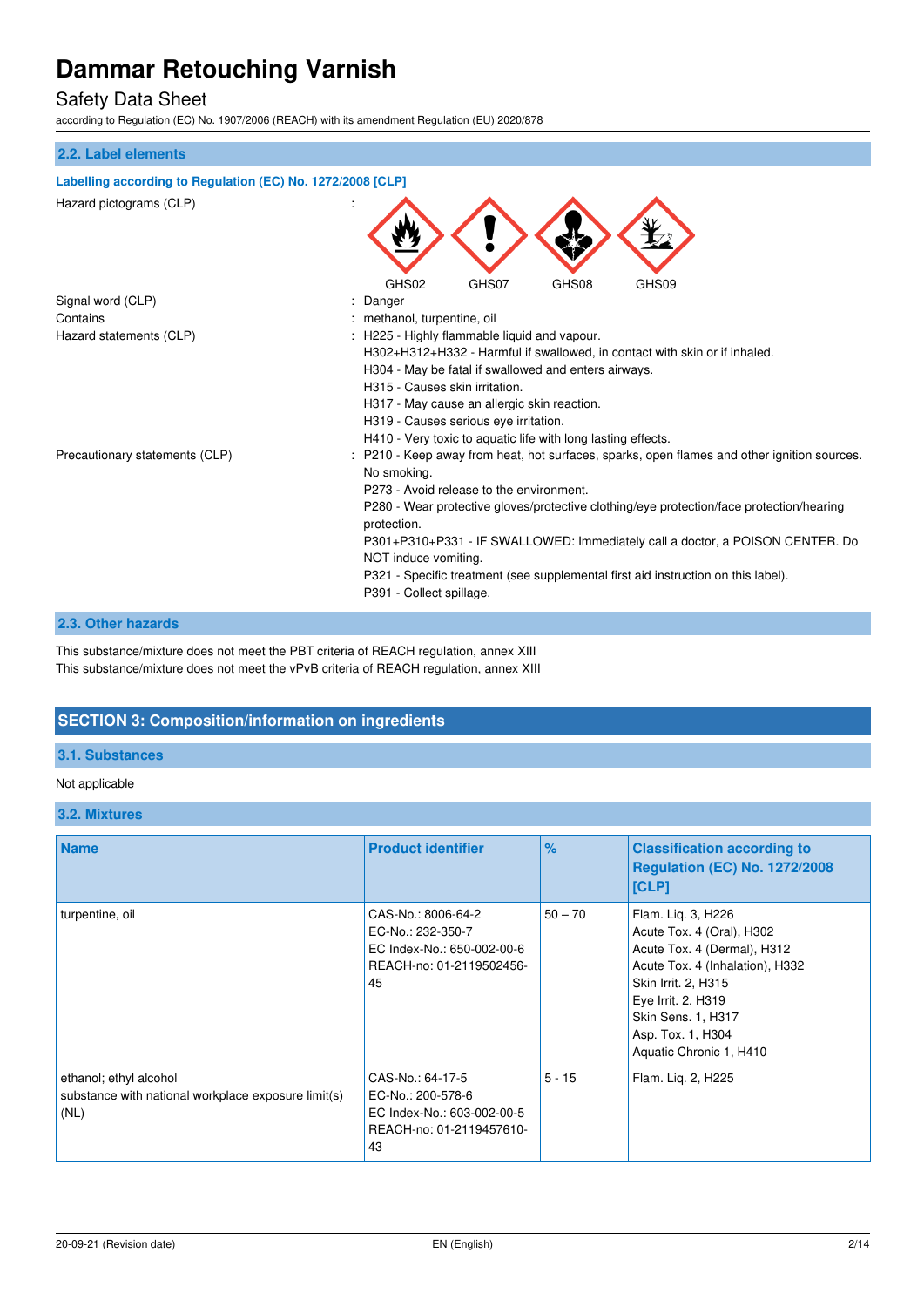### 2.2. Label elements

**Labelling according to Regulation (EC) No. 1272/2008 [CLP]**

Hazard pictograms (CLP) :

GHS02 GHS07 GHS08 GHS09

Signal word (CLP) : Danger

Contains : methanol, turpentine, oil

Hazard statements (CLP) : H225 - Highly flammable liquid and vapour.
H302+H312+H332 - Harmful if swallowed, in contact with skin or if inhaled.
H304 - May be fatal if swallowed and enters airways.
H315 - Causes skin irritation.
H317 - May cause an allergic skin reaction.
H319 - Causes serious eye irritation.
H410 - Very toxic to aquatic life with long lasting effects.

Precautionary statements (CLP) : P210 - Keep away from heat, hot surfaces, sparks, open flames and other ignition sources. No smoking.
P273 - Avoid release to the environment.
P280 - Wear protective gloves/protective clothing/eye protection/face protection/hearing protection.
P301+P310+P331 - IF SWALLOWED: Immediately call a doctor, a POISON CENTER. Do NOT induce vomiting.
P321 - Specific treatment (see supplemental first aid instruction on this label).
P391 - Collect spillage.

### 2.3. Other hazards

This substance/mixture does not meet the PBT criteria of REACH regulation, annex XIII
This substance/mixture does not meet the vPvB criteria of REACH regulation, annex XIII

## SECTION 3: Composition/information on ingredients

### 3.1. Substances

Not applicable

### 3.2. Mixtures

| Name | Product identifier | % | Classification according to Regulation (EC) No. 1272/2008 [CLP] |
|---|---|---|---|
| turpentine, oil | CAS-No.: 8006-64-2<br>EC-No.: 232-350-7<br>EC Index-No.: 650-002-00-6<br>REACH-no: 01-2119502456-45 | 50 – 70 | Flam. Liq. 3, H226<br>Acute Tox. 4 (Oral), H302<br>Acute Tox. 4 (Dermal), H312<br>Acute Tox. 4 (Inhalation), H332<br>Skin Irrit. 2, H315<br>Eye Irrit. 2, H319<br>Skin Sens. 1, H317<br>Asp. Tox. 1, H304<br>Aquatic Chronic 1, H410 |
| ethanol; ethyl alcohol<br>substance with national workplace exposure limit(s) (NL) | CAS-No.: 64-17-5<br>EC-No.: 200-578-6<br>EC Index-No.: 603-002-00-5<br>REACH-no: 01-2119457610-43 | 5 - 15 | Flam. Liq. 2, H225 |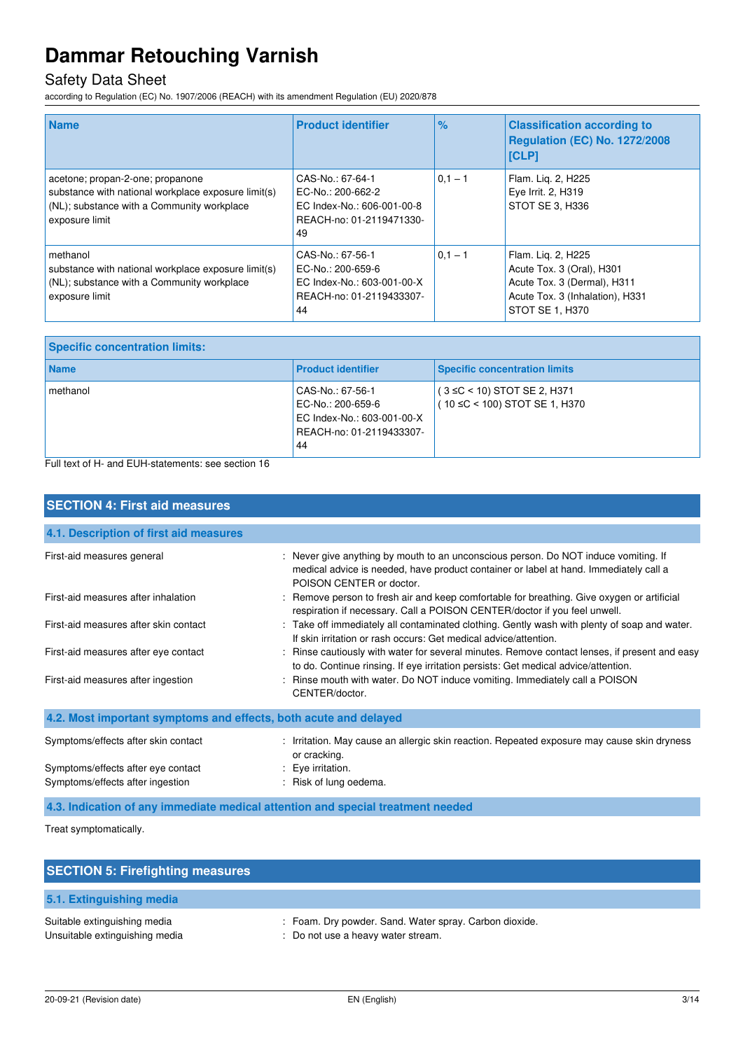| Name | Product identifier | % | Classification according to Regulation (EC) No. 1272/2008 [CLP] |
| --- | --- | --- | --- |
| acetone; propan-2-one; propanone<br>substance with national workplace exposure limit(s) (NL); substance with a Community workplace exposure limit | CAS-No.: 67-64-1<br>EC-No.: 200-662-2<br>EC Index-No.: 606-001-00-8<br>REACH-no: 01-2119471330-49 | 0,1 – 1 | Flam. Liq. 2, H225<br>Eye Irrit. 2, H319<br>STOT SE 3, H336 |
| methanol<br>substance with national workplace exposure limit(s) (NL); substance with a Community workplace exposure limit | CAS-No.: 67-56-1<br>EC-No.: 200-659-6<br>EC Index-No.: 603-001-00-X<br>REACH-no: 01-2119433307-44 | 0,1 – 1 | Flam. Liq. 2, H225<br>Acute Tox. 3 (Oral), H301<br>Acute Tox. 3 (Dermal), H311<br>Acute Tox. 3 (Inhalation), H331<br>STOT SE 1, H370 |

| Specific concentration limits: | | |
| --- | --- | --- |
| **Name** | **Product identifier** | **Specific concentration limits** |
| methanol | CAS-No.: 67-56-1<br>EC-No.: 200-659-6<br>EC Index-No.: 603-001-00-X<br>REACH-no: 01-2119433307-44 | ( 3 ≤C < 10) STOT SE 2, H371<br>( 10 ≤C < 100) STOT SE 1, H370 |

Full text of H- and EUH-statements: see section 16

## SECTION 4: First aid measures

### 4.1. Description of first aid measures

First-aid measures general : Never give anything by mouth to an unconscious person. Do NOT induce vomiting. If medical advice is needed, have product container or label at hand. Immediately call a POISON CENTER or doctor.

First-aid measures after inhalation : Remove person to fresh air and keep comfortable for breathing. Give oxygen or artificial respiration if necessary. Call a POISON CENTER/doctor if you feel unwell.

First-aid measures after skin contact : Take off immediately all contaminated clothing. Gently wash with plenty of soap and water. If skin irritation or rash occurs: Get medical advice/attention.

First-aid measures after eye contact : Rinse cautiously with water for several minutes. Remove contact lenses, if present and easy to do. Continue rinsing. If eye irritation persists: Get medical advice/attention.

First-aid measures after ingestion : Rinse mouth with water. Do NOT induce vomiting. Immediately call a POISON CENTER/doctor.

### 4.2. Most important symptoms and effects, both acute and delayed

Symptoms/effects after skin contact : Irritation. May cause an allergic skin reaction. Repeated exposure may cause skin dryness or cracking.

Symptoms/effects after eye contact : Eye irritation.

Symptoms/effects after ingestion : Risk of lung oedema.

### 4.3. Indication of any immediate medical attention and special treatment needed

Treat symptomatically.

## SECTION 5: Firefighting measures

### 5.1. Extinguishing media

Suitable extinguishing media : Foam. Dry powder. Sand. Water spray. Carbon dioxide.

Unsuitable extinguishing media : Do not use a heavy water stream.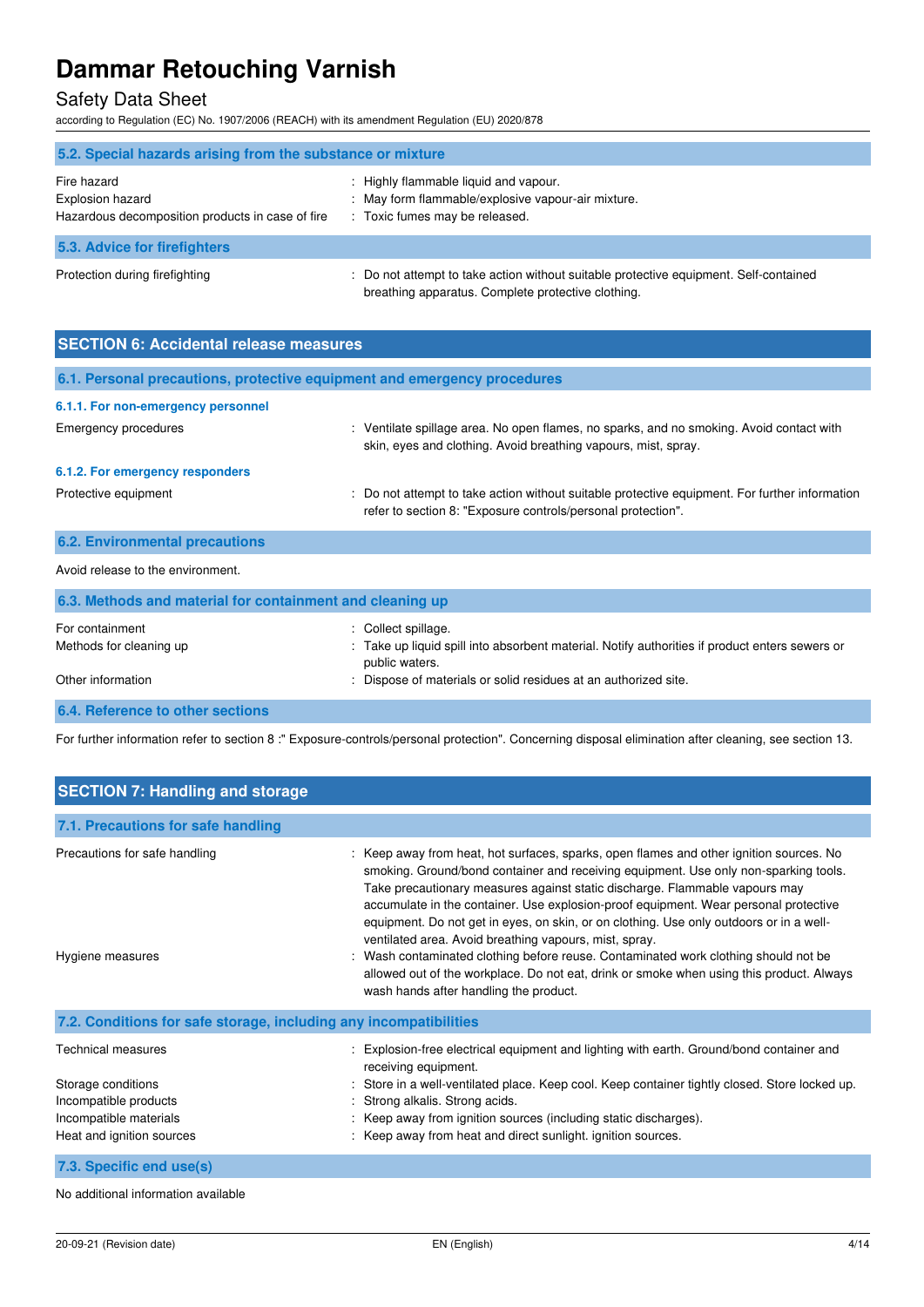### 5.2. Special hazards arising from the substance or mixture

| | |
|---|---|
| Fire hazard | : Highly flammable liquid and vapour. |
| Explosion hazard | : May form flammable/explosive vapour-air mixture. |
| Hazardous decomposition products in case of fire | : Toxic fumes may be released. |

### 5.3. Advice for firefighters

| | |
|---|---|
| Protection during firefighting | : Do not attempt to take action without suitable protective equipment. Self-contained breathing apparatus. Complete protective clothing. |

## SECTION 6: Accidental release measures

### 6.1. Personal precautions, protective equipment and emergency procedures

#### 6.1.1. For non-emergency personnel

| | |
|---|---|
| Emergency procedures | : Ventilate spillage area. No open flames, no sparks, and no smoking. Avoid contact with skin, eyes and clothing. Avoid breathing vapours, mist, spray. |

#### 6.1.2. For emergency responders

| | |
|---|---|
| Protective equipment | : Do not attempt to take action without suitable protective equipment. For further information refer to section 8: "Exposure controls/personal protection". |

### 6.2. Environmental precautions

Avoid release to the environment.

### 6.3. Methods and material for containment and cleaning up

| | |
|---|---|
| For containment | : Collect spillage. |
| Methods for cleaning up | : Take up liquid spill into absorbent material. Notify authorities if product enters sewers or public waters. |
| Other information | : Dispose of materials or solid residues at an authorized site. |

### 6.4. Reference to other sections

For further information refer to section 8 :" Exposure-controls/personal protection". Concerning disposal elimination after cleaning, see section 13.

## SECTION 7: Handling and storage

### 7.1. Precautions for safe handling

| | |
|---|---|
| Precautions for safe handling | : Keep away from heat, hot surfaces, sparks, open flames and other ignition sources. No smoking. Ground/bond container and receiving equipment. Use only non-sparking tools. Take precautionary measures against static discharge. Flammable vapours may accumulate in the container. Use explosion-proof equipment. Wear personal protective equipment. Do not get in eyes, on skin, or on clothing. Use only outdoors or in a well-ventilated area. Avoid breathing vapours, mist, spray. |
| Hygiene measures | : Wash contaminated clothing before reuse. Contaminated work clothing should not be allowed out of the workplace. Do not eat, drink or smoke when using this product. Always wash hands after handling the product. |

### 7.2. Conditions for safe storage, including any incompatibilities

| | |
|---|---|
| Technical measures | : Explosion-free electrical equipment and lighting with earth. Ground/bond container and receiving equipment. |
| Storage conditions | : Store in a well-ventilated place. Keep cool. Keep container tightly closed. Store locked up. |
| Incompatible products | : Strong alkalis. Strong acids. |
| Incompatible materials | : Keep away from ignition sources (including static discharges). |
| Heat and ignition sources | : Keep away from heat and direct sunlight. ignition sources. |

### 7.3. Specific end use(s)

No additional information available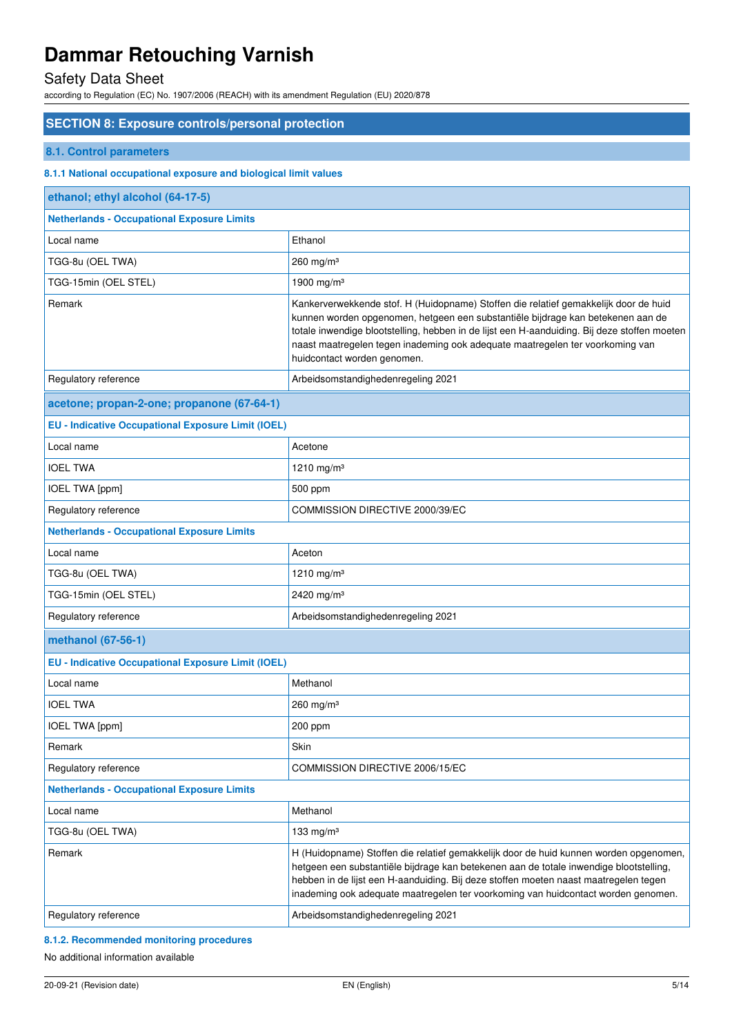## SECTION 8: Exposure controls/personal protection

### 8.1. Control parameters

#### 8.1.1 National occupational exposure and biological limit values

| ethanol; ethyl alcohol (64-17-5) | |
|---|---|
| **Netherlands - Occupational Exposure Limits** | |
| Local name | Ethanol |
| TGG-8u (OEL TWA) | 260 mg/m³ |
| TGG-15min (OEL STEL) | 1900 mg/m³ |
| Remark | Kankerverwekkende stof. H (Huidopname) Stoffen die relatief gemakkelijk door de huid kunnen worden opgenomen, hetgeen een substantiële bijdrage kan betekenen aan de totale inwendige blootstelling, hebben in de lijst een H-aanduiding. Bij deze stoffen moeten naast maatregelen tegen inademing ook adequate maatregelen ter voorkoming van huidcontact worden genomen. |
| Regulatory reference | Arbeidsomstandighedenregeling 2021 |
| **acetone; propan-2-one; propanone (67-64-1)** | |
| **EU - Indicative Occupational Exposure Limit (IOEL)** | |
| Local name | Acetone |
| IOEL TWA | 1210 mg/m³ |
| IOEL TWA [ppm] | 500 ppm |
| Regulatory reference | COMMISSION DIRECTIVE 2000/39/EC |
| **Netherlands - Occupational Exposure Limits** | |
| Local name | Aceton |
| TGG-8u (OEL TWA) | 1210 mg/m³ |
| TGG-15min (OEL STEL) | 2420 mg/m³ |
| Regulatory reference | Arbeidsomstandighedenregeling 2021 |
| **methanol (67-56-1)** | |
| **EU - Indicative Occupational Exposure Limit (IOEL)** | |
| Local name | Methanol |
| IOEL TWA | 260 mg/m³ |
| IOEL TWA [ppm] | 200 ppm |
| Remark | Skin |
| Regulatory reference | COMMISSION DIRECTIVE 2006/15/EC |
| **Netherlands - Occupational Exposure Limits** | |
| Local name | Methanol |
| TGG-8u (OEL TWA) | 133 mg/m³ |
| Remark | H (Huidopname) Stoffen die relatief gemakkelijk door de huid kunnen worden opgenomen, hetgeen een substantiële bijdrage kan betekenen aan de totale inwendige blootstelling, hebben in de lijst een H-aanduiding. Bij deze stoffen moeten naast maatregelen tegen inademing ook adequate maatregelen ter voorkoming van huidcontact worden genomen. |
| Regulatory reference | Arbeidsomstandighedenregeling 2021 |

#### 8.1.2. Recommended monitoring procedures

No additional information available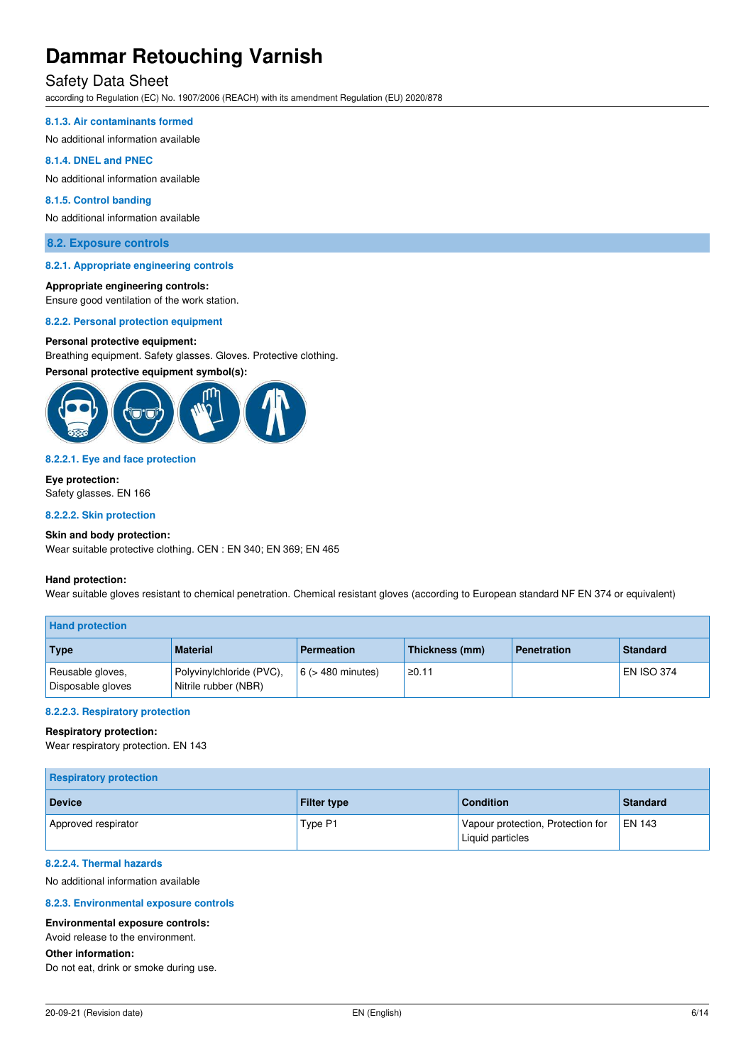#### 8.1.3. Air contaminants formed

No additional information available

#### 8.1.4. DNEL and PNEC

No additional information available

#### 8.1.5. Control banding

No additional information available

### 8.2. Exposure controls

#### 8.2.1. Appropriate engineering controls

**Appropriate engineering controls:**

Ensure good ventilation of the work station.

#### 8.2.2. Personal protection equipment

**Personal protective equipment:**

Breathing equipment. Safety glasses. Gloves. Protective clothing.

**Personal protective equipment symbol(s):**

#### 8.2.2.1. Eye and face protection

**Eye protection:**

Safety glasses. EN 166

#### 8.2.2.2. Skin protection

**Skin and body protection:**

Wear suitable protective clothing. CEN : EN 340; EN 369; EN 465

**Hand protection:**

Wear suitable gloves resistant to chemical penetration. Chemical resistant gloves (according to European standard NF EN 374 or equivalent)

| Hand protection | | | | | |
|---|---|---|---|---|---|
| **Type** | **Material** | **Permeation** | **Thickness (mm)** | **Penetration** | **Standard** |
| Reusable gloves, Disposable gloves | Polyvinylchloride (PVC), Nitrile rubber (NBR) | 6 (> 480 minutes) | ≥0.11 | | EN ISO 374 |

#### 8.2.2.3. Respiratory protection

**Respiratory protection:**

Wear respiratory protection. EN 143

| Respiratory protection | | | |
|---|---|---|---|
| **Device** | **Filter type** | **Condition** | **Standard** |
| Approved respirator | Type P1 | Vapour protection, Protection for Liquid particles | EN 143 |

#### 8.2.2.4. Thermal hazards

No additional information available

#### 8.2.3. Environmental exposure controls

**Environmental exposure controls:**

Avoid release to the environment.

**Other information:**

Do not eat, drink or smoke during use.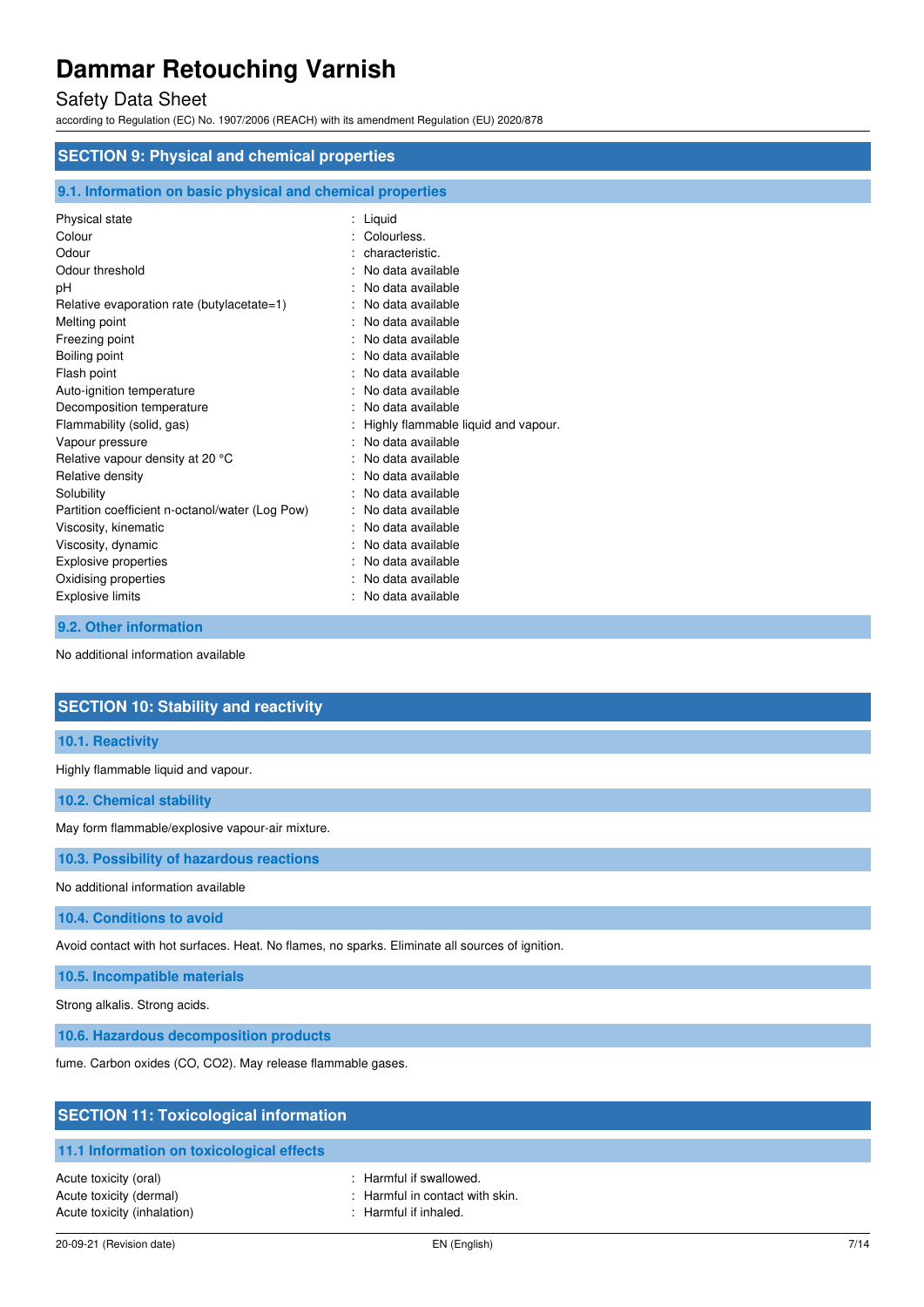## SECTION 9: Physical and chemical properties

### 9.1. Information on basic physical and chemical properties

| | |
|---|---|
| Physical state | : Liquid |
| Colour | : Colourless. |
| Odour | : characteristic. |
| Odour threshold | : No data available |
| pH | : No data available |
| Relative evaporation rate (butylacetate=1) | : No data available |
| Melting point | : No data available |
| Freezing point | : No data available |
| Boiling point | : No data available |
| Flash point | : No data available |
| Auto-ignition temperature | : No data available |
| Decomposition temperature | : No data available |
| Flammability (solid, gas) | : Highly flammable liquid and vapour. |
| Vapour pressure | : No data available |
| Relative vapour density at 20 °C | : No data available |
| Relative density | : No data available |
| Solubility | : No data available |
| Partition coefficient n-octanol/water (Log Pow) | : No data available |
| Viscosity, kinematic | : No data available |
| Viscosity, dynamic | : No data available |
| Explosive properties | : No data available |
| Oxidising properties | : No data available |
| Explosive limits | : No data available |

### 9.2. Other information

No additional information available

## SECTION 10: Stability and reactivity

### 10.1. Reactivity

Highly flammable liquid and vapour.

### 10.2. Chemical stability

May form flammable/explosive vapour-air mixture.

### 10.3. Possibility of hazardous reactions

No additional information available

### 10.4. Conditions to avoid

Avoid contact with hot surfaces. Heat. No flames, no sparks. Eliminate all sources of ignition.

### 10.5. Incompatible materials

Strong alkalis. Strong acids.

### 10.6. Hazardous decomposition products

fume. Carbon oxides ($CO$, $CO_2$). May release flammable gases.

## SECTION 11: Toxicological information

### 11.1 Information on toxicological effects

| | |
|---|---|
| Acute toxicity (oral) | : Harmful if swallowed. |
| Acute toxicity (dermal) | : Harmful in contact with skin. |
| Acute toxicity (inhalation) | : Harmful if inhaled. |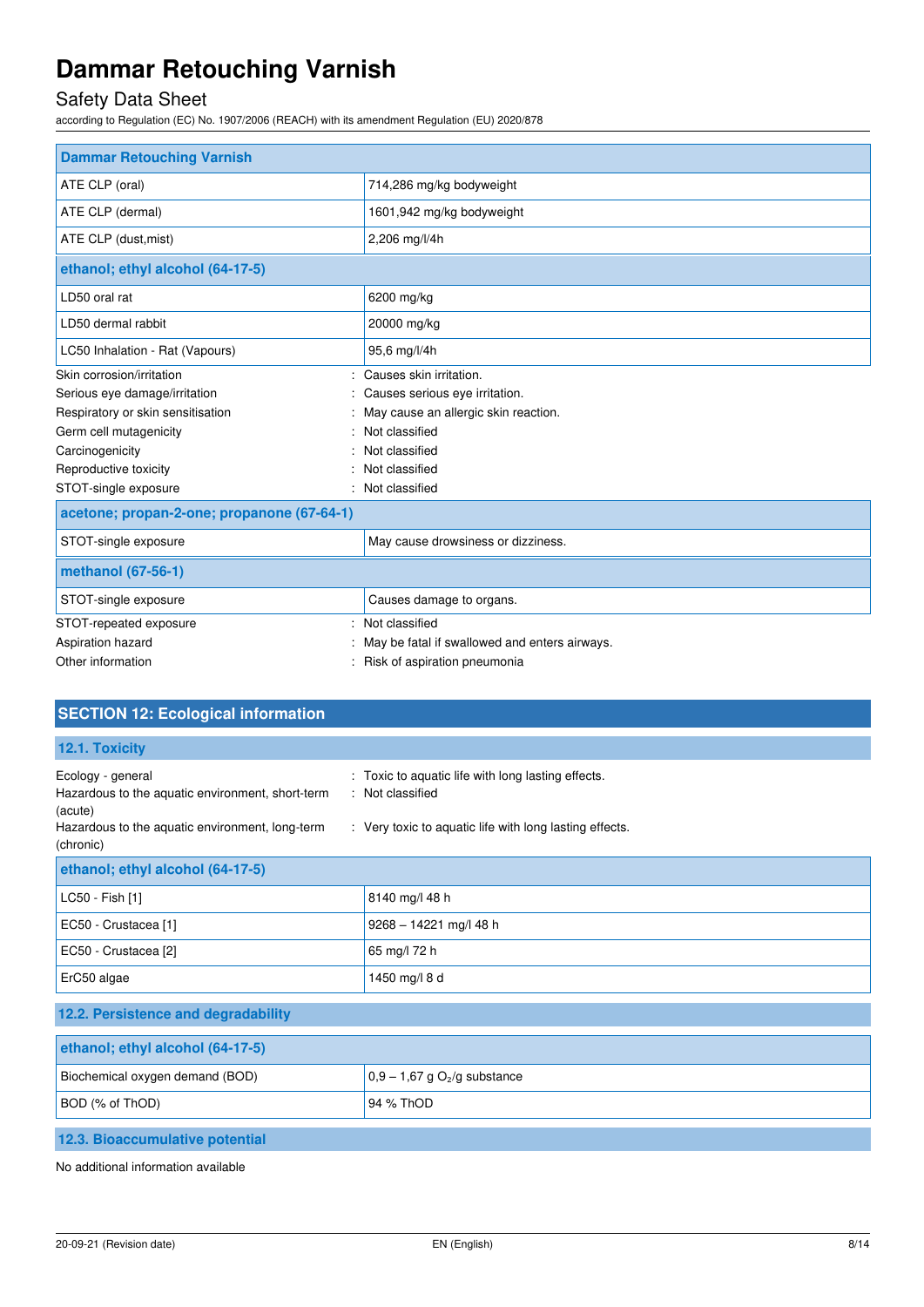| Dammar Retouching Varnish | |
|---|---|
| ATE CLP (oral) | 714,286 mg/kg bodyweight |
| ATE CLP (dermal) | 1601,942 mg/kg bodyweight |
| ATE CLP (dust,mist) | 2,206 mg/l/4h |

| ethanol; ethyl alcohol (64-17-5) | |
|---|---|
| LD50 oral rat | 6200 mg/kg |
| LD50 dermal rabbit | 20000 mg/kg |
| LC50 Inhalation - Rat (Vapours) | 95,6 mg/l/4h |

Skin corrosion/irritation : Causes skin irritation.
Serious eye damage/irritation : Causes serious eye irritation.
Respiratory or skin sensitisation : May cause an allergic skin reaction.
Germ cell mutagenicity : Not classified
Carcinogenicity : Not classified
Reproductive toxicity : Not classified
STOT-single exposure : Not classified

| acetone; propan-2-one; propanone (67-64-1) | |
|---|---|
| STOT-single exposure | May cause drowsiness or dizziness. |

| methanol (67-56-1) | |
|---|---|
| STOT-single exposure | Causes damage to organs. |

STOT-repeated exposure : Not classified
Aspiration hazard : May be fatal if swallowed and enters airways.
Other information : Risk of aspiration pneumonia

## SECTION 12: Ecological information

### 12.1. Toxicity

Ecology - general : Toxic to aquatic life with long lasting effects.
Hazardous to the aquatic environment, short-term (acute) : Not classified
Hazardous to the aquatic environment, long-term (chronic) : Very toxic to aquatic life with long lasting effects.

| ethanol; ethyl alcohol (64-17-5) | |
|---|---|
| LC50 - Fish [1] | 8140 mg/l 48 h |
| EC50 - Crustacea [1] | 9268 – 14221 mg/l 48 h |
| EC50 - Crustacea [2] | 65 mg/l 72 h |
| ErC50 algae | 1450 mg/l 8 d |

### 12.2. Persistence and degradability

| ethanol; ethyl alcohol (64-17-5) | |
|---|---|
| Biochemical oxygen demand (BOD) | 0,9 – 1,67 g $O_2$/g substance |
| BOD (% of ThOD) | 94 % ThOD |

### 12.3. Bioaccumulative potential

No additional information available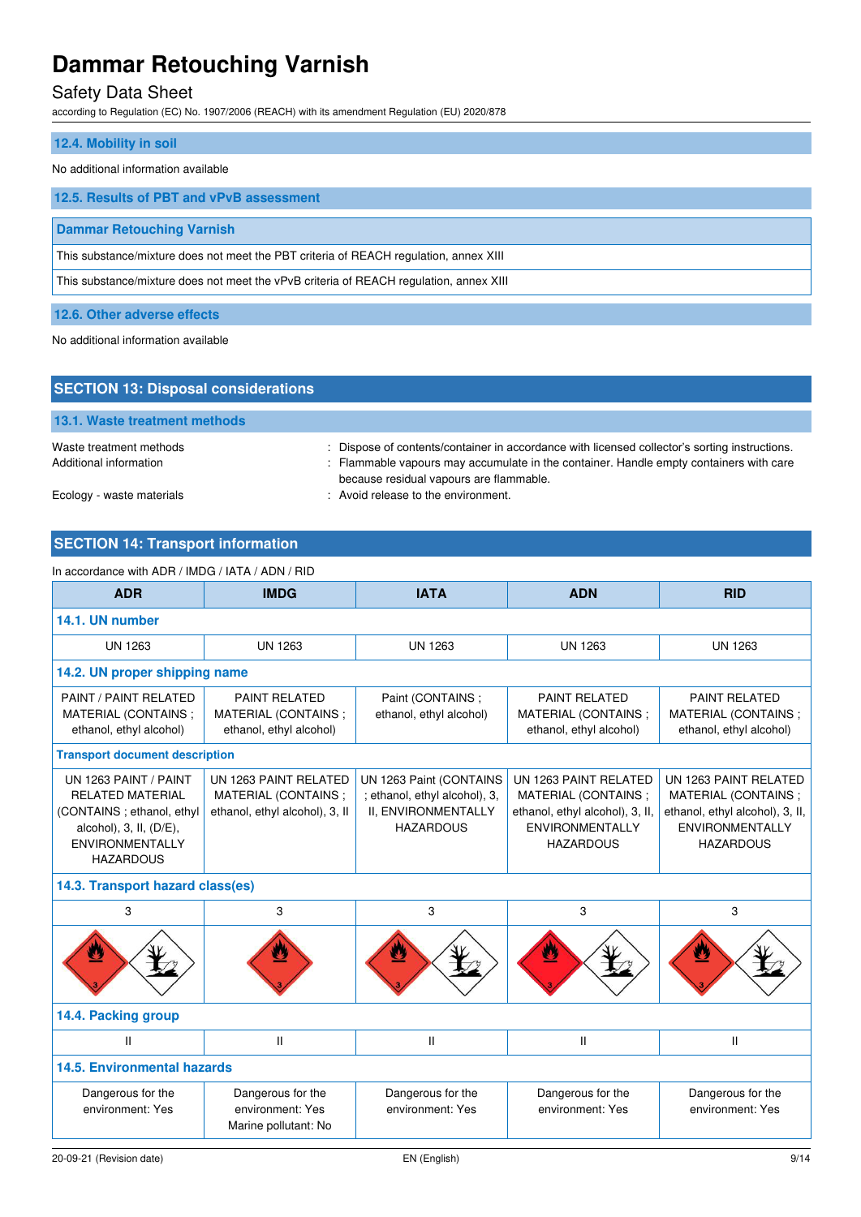### 12.4. Mobility in soil

No additional information available

### 12.5. Results of PBT and vPvB assessment

| Dammar Retouching Varnish |
|---|
| This substance/mixture does not meet the PBT criteria of REACH regulation, annex XIII |
| This substance/mixture does not meet the vPvB criteria of REACH regulation, annex XIII |

### 12.6. Other adverse effects

No additional information available

## SECTION 13: Disposal considerations

### 13.1. Waste treatment methods

Waste treatment methods : Dispose of contents/container in accordance with licensed collector's sorting instructions.

Additional information : Flammable vapours may accumulate in the container. Handle empty containers with care because residual vapours are flammable.

Ecology - waste materials : Avoid release to the environment.

## SECTION 14: Transport information

In accordance with ADR / IMDG / IATA / ADN / RID

| ADR | IMDG | IATA | ADN | RID |
|---|---|---|---|---|
| **14.1. UN number** | | | | |
| UN 1263 | UN 1263 | UN 1263 | UN 1263 | UN 1263 |
| **14.2. UN proper shipping name** | | | | |
| PAINT / PAINT RELATED MATERIAL (CONTAINS ; ethanol, ethyl alcohol) | PAINT RELATED MATERIAL (CONTAINS ; ethanol, ethyl alcohol) | Paint (CONTAINS ; ethanol, ethyl alcohol) | PAINT RELATED MATERIAL (CONTAINS ; ethanol, ethyl alcohol) | PAINT RELATED MATERIAL (CONTAINS ; ethanol, ethyl alcohol) |
| **Transport document description** | | | | |
| UN 1263 PAINT / PAINT RELATED MATERIAL (CONTAINS ; ethanol, ethyl alcohol), 3, II, (D/E), ENVIRONMENTALLY HAZARDOUS | UN 1263 PAINT RELATED MATERIAL (CONTAINS ; ethanol, ethyl alcohol), 3, II | UN 1263 Paint (CONTAINS ; ethanol, ethyl alcohol), 3, II, ENVIRONMENTALLY HAZARDOUS | UN 1263 PAINT RELATED MATERIAL (CONTAINS ; ethanol, ethyl alcohol), 3, II, ENVIRONMENTALLY HAZARDOUS | UN 1263 PAINT RELATED MATERIAL (CONTAINS ; ethanol, ethyl alcohol), 3, II, ENVIRONMENTALLY HAZARDOUS |
| **14.3. Transport hazard class(es)** | | | | |
| 3 | 3 | 3 | 3 | 3 |
| **14.4. Packing group** | | | | |
| II | II | II | II | II |
| **14.5. Environmental hazards** | | | | |
| Dangerous for the environment: Yes | Dangerous for the environment: Yes<br>Marine pollutant: No | Dangerous for the environment: Yes | Dangerous for the environment: Yes | Dangerous for the environment: Yes |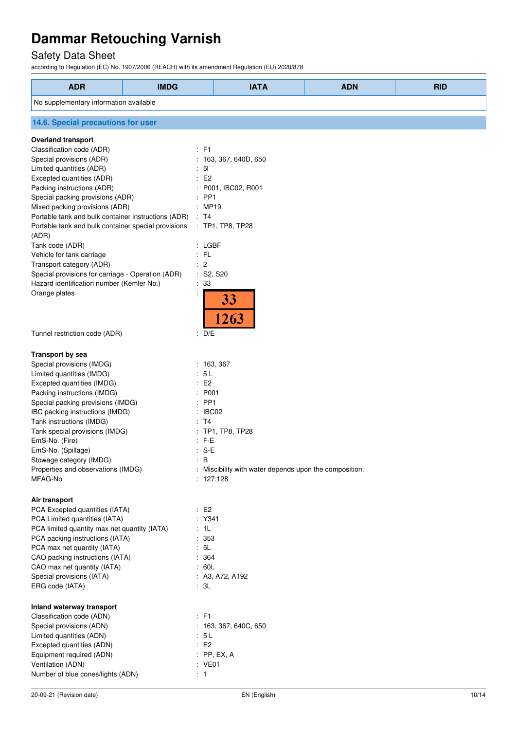| ADR | IMDG | IATA | ADN | RID |
|---|---|---|---|---|
| No supplementary information available | | | | |

## 14.6. Special precautions for user

**Overland transport**

Classification code (ADR) : F1
Special provisions (ADR) : 163, 367, 640D, 650
Limited quantities (ADR) : 5l
Excepted quantities (ADR) : E2
Packing instructions (ADR) : P001, IBC02, R001
Special packing provisions (ADR) : PP1
Mixed packing provisions (ADR) : MP19
Portable tank and bulk container instructions (ADR) : T4
Portable tank and bulk container special provisions (ADR) : TP1, TP8, TP28
Tank code (ADR) : LGBF
Vehicle for tank carriage : FL
Transport category (ADR) : 2
Special provisions for carriage - Operation (ADR) : S2, S20
Hazard identification number (Kemler No.) : 33
Orange plates :

| 33 |
|---|
| 1263 |

Tunnel restriction code (ADR) : D/E

**Transport by sea**

Special provisions (IMDG) : 163, 367
Limited quantities (IMDG) : 5 L
Excepted quantities (IMDG) : E2
Packing instructions (IMDG) : P001
Special packing provisions (IMDG) : PP1
IBC packing instructions (IMDG) : IBC02
Tank instructions (IMDG) : T4
Tank special provisions (IMDG) : TP1, TP8, TP28
EmS-No. (Fire) : F-E
EmS-No. (Spillage) : S-E
Stowage category (IMDG) : B
Properties and observations (IMDG) : Miscibility with water depends upon the composition.
MFAG-No : 127;128

**Air transport**

PCA Excepted quantities (IATA) : E2
PCA Limited quantities (IATA) : Y341
PCA limited quantity max net quantity (IATA) : 1L
PCA packing instructions (IATA) : 353
PCA max net quantity (IATA) : 5L
CAO packing instructions (IATA) : 364
CAO max net quantity (IATA) : 60L
Special provisions (IATA) : A3, A72, A192
ERG code (IATA) : 3L

**Inland waterway transport**

Classification code (ADN) : F1
Special provisions (ADN) : 163, 367, 640C, 650
Limited quantities (ADN) : 5 L
Excepted quantities (ADN) : E2
Equipment required (ADN) : PP, EX, A
Ventilation (ADN) : VE01
Number of blue cones/lights (ADN) : 1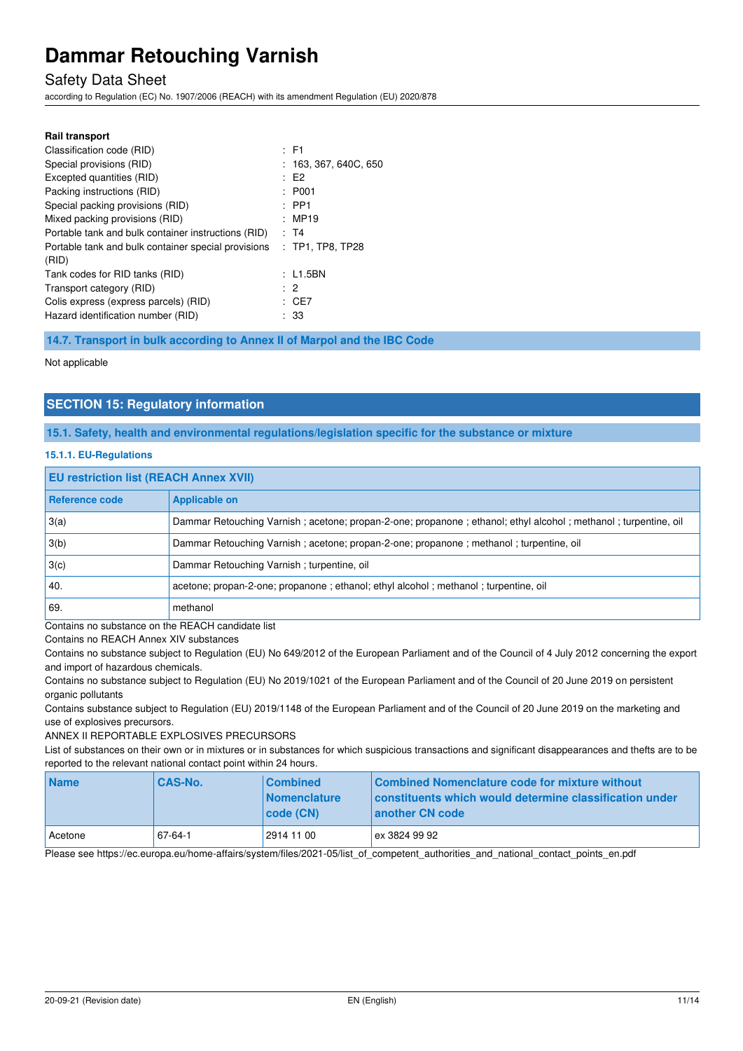**Rail transport**

| | |
|---|---|
| Classification code (RID) | : F1 |
| Special provisions (RID) | : 163, 367, 640C, 650 |
| Excepted quantities (RID) | : E2 |
| Packing instructions (RID) | : P001 |
| Special packing provisions (RID) | : PP1 |
| Mixed packing provisions (RID) | : MP19 |
| Portable tank and bulk container instructions (RID) | : T4 |
| Portable tank and bulk container special provisions (RID) | : TP1, TP8, TP28 |
| Tank codes for RID tanks (RID) | : L1.5BN |
| Transport category (RID) | : 2 |
| Colis express (express parcels) (RID) | : CE7 |
| Hazard identification number (RID) | : 33 |

### 14.7. Transport in bulk according to Annex II of Marpol and the IBC Code

Not applicable

## SECTION 15: Regulatory information

### 15.1. Safety, health and environmental regulations/legislation specific for the substance or mixture

#### 15.1.1. EU-Regulations

**EU restriction list (REACH Annex XVII)**

| Reference code | Applicable on |
|---|---|
| 3(a) | Dammar Retouching Varnish ; acetone; propan-2-one; propanone ; ethanol; ethyl alcohol ; methanol ; turpentine, oil |
| 3(b) | Dammar Retouching Varnish ; acetone; propan-2-one; propanone ; methanol ; turpentine, oil |
| 3(c) | Dammar Retouching Varnish ; turpentine, oil |
| 40. | acetone; propan-2-one; propanone ; ethanol; ethyl alcohol ; methanol ; turpentine, oil |
| 69. | methanol |

Contains no substance on the REACH candidate list

Contains no REACH Annex XIV substances

Contains no substance subject to Regulation (EU) No 649/2012 of the European Parliament and of the Council of 4 July 2012 concerning the export and import of hazardous chemicals.

Contains no substance subject to Regulation (EU) No 2019/1021 of the European Parliament and of the Council of 20 June 2019 on persistent organic pollutants

Contains substance subject to Regulation (EU) 2019/1148 of the European Parliament and of the Council of 20 June 2019 on the marketing and use of explosives precursors.

ANNEX II REPORTABLE EXPLOSIVES PRECURSORS

List of substances on their own or in mixtures or in substances for which suspicious transactions and significant disappearances and thefts are to be reported to the relevant national contact point within 24 hours.

| Name | CAS-No. | Combined Nomenclature code (CN) | Combined Nomenclature code for mixture without constituents which would determine classification under another CN code |
|---|---|---|---|
| Acetone | 67-64-1 | 2914 11 00 | ex 3824 99 92 |

Please see https://ec.europa.eu/home-affairs/system/files/2021-05/list_of_competent_authorities_and_national_contact_points_en.pdf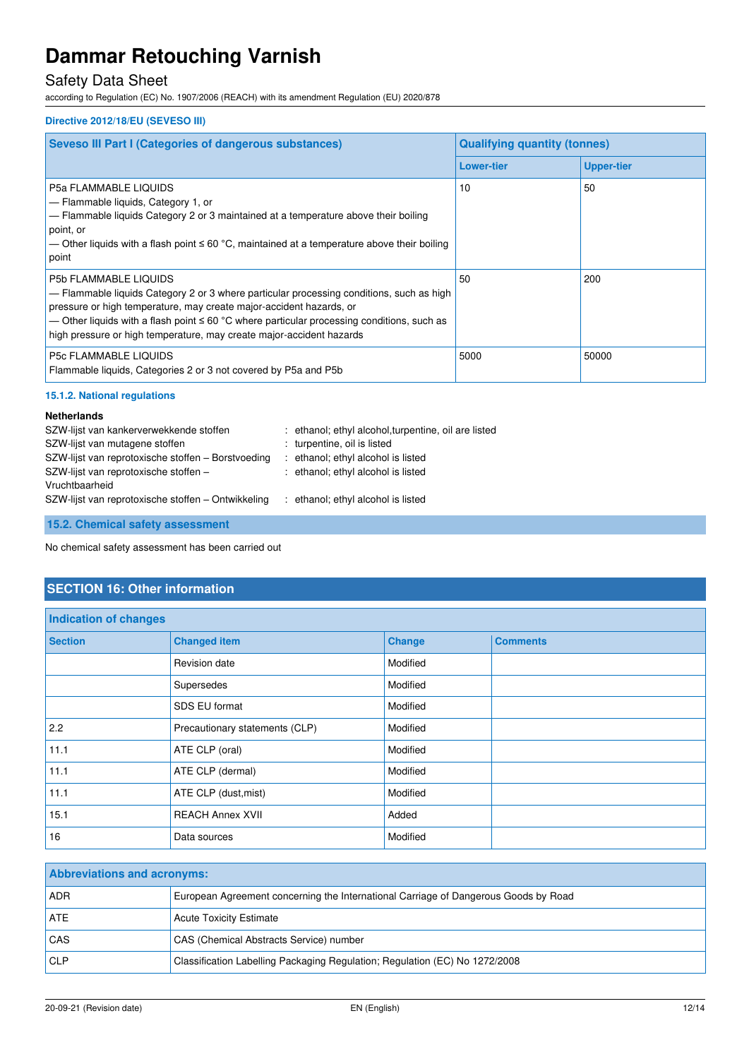#### Directive 2012/18/EU (SEVESO III)

| Seveso III Part I (Categories of dangerous substances) | Qualifying quantity (tonnes) | |
|---|---|---|
| | Lower-tier | Upper-tier |
| P5a FLAMMABLE LIQUIDS<br>— Flammable liquids, Category 1, or<br>— Flammable liquids Category 2 or 3 maintained at a temperature above their boiling point, or<br>— Other liquids with a flash point ≤ 60 °C, maintained at a temperature above their boiling point | 10 | 50 |
| P5b FLAMMABLE LIQUIDS<br>— Flammable liquids Category 2 or 3 where particular processing conditions, such as high pressure or high temperature, may create major-accident hazards, or<br>— Other liquids with a flash point ≤ 60 °C where particular processing conditions, such as high pressure or high temperature, may create major-accident hazards | 50 | 200 |
| P5c FLAMMABLE LIQUIDS<br>Flammable liquids, Categories 2 or 3 not covered by P5a and P5b | 5000 | 50000 |

#### 15.1.2. National regulations

**Netherlands**

SZW-lijst van kankerverwekkende stoffen : ethanol; ethyl alcohol,turpentine, oil are listed
SZW-lijst van mutagene stoffen : turpentine, oil is listed
SZW-lijst van reprotoxische stoffen – Borstvoeding : ethanol; ethyl alcohol is listed
SZW-lijst van reprotoxische stoffen – Vruchtbaarheid : ethanol; ethyl alcohol is listed
SZW-lijst van reprotoxische stoffen – Ontwikkeling : ethanol; ethyl alcohol is listed

### 15.2. Chemical safety assessment

No chemical safety assessment has been carried out

## SECTION 16: Other information

| Indication of changes | | | |
|---|---|---|---|
| Section | Changed item | Change | Comments |
| | Revision date | Modified | |
| | Supersedes | Modified | |
| | SDS EU format | Modified | |
| 2.2 | Precautionary statements (CLP) | Modified | |
| 11.1 | ATE CLP (oral) | Modified | |
| 11.1 | ATE CLP (dermal) | Modified | |
| 11.1 | ATE CLP (dust,mist) | Modified | |
| 15.1 | REACH Annex XVII | Added | |
| 16 | Data sources | Modified | |

| Abbreviations and acronyms: | |
|---|---|
| ADR | European Agreement concerning the International Carriage of Dangerous Goods by Road |
| ATE | Acute Toxicity Estimate |
| CAS | CAS (Chemical Abstracts Service) number |
| CLP | Classification Labelling Packaging Regulation; Regulation (EC) No 1272/2008 |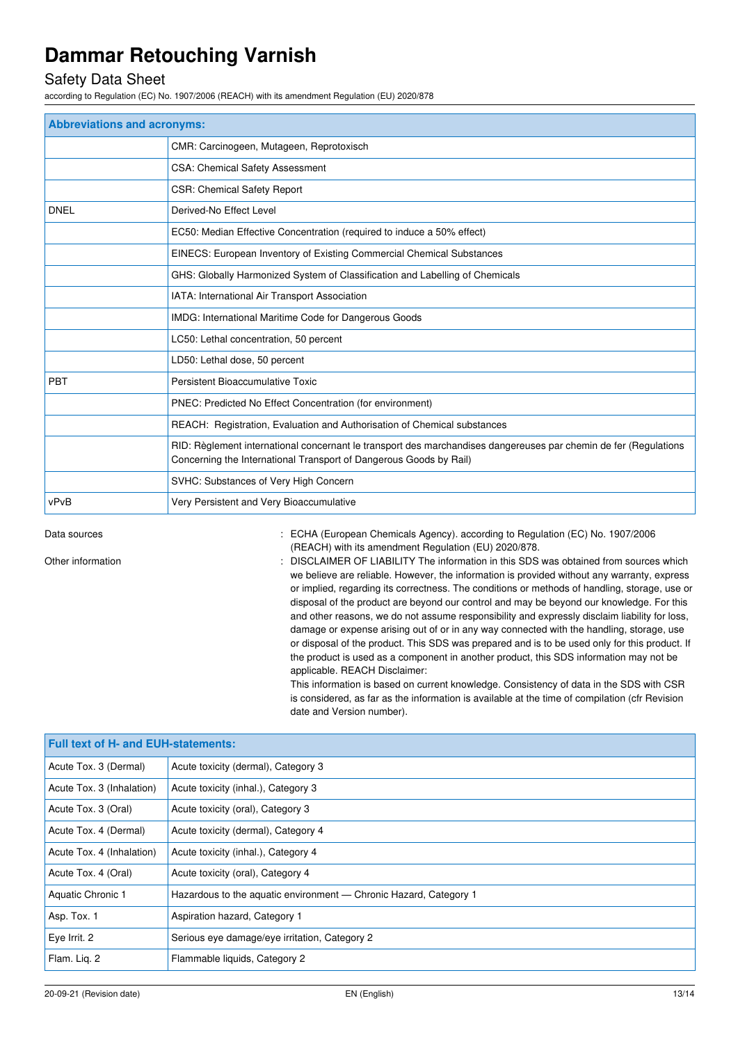| Abbreviations and acronyms: | |
|---|---|
| | CMR: Carcinogeen, Mutageen, Reprotoxisch |
| | CSA: Chemical Safety Assessment |
| | CSR: Chemical Safety Report |
| DNEL | Derived-No Effect Level |
| | EC50: Median Effective Concentration (required to induce a 50% effect) |
| | EINECS: European Inventory of Existing Commercial Chemical Substances |
| | GHS: Globally Harmonized System of Classification and Labelling of Chemicals |
| | IATA: International Air Transport Association |
| | IMDG: International Maritime Code for Dangerous Goods |
| | LC50: Lethal concentration, 50 percent |
| | LD50: Lethal dose, 50 percent |
| PBT | Persistent Bioaccumulative Toxic |
| | PNEC: Predicted No Effect Concentration (for environment) |
| | REACH: Registration, Evaluation and Authorisation of Chemical substances |
| | RID: Règlement international concernant le transport des marchandises dangereuses par chemin de fer (Regulations Concerning the International Transport of Dangerous Goods by Rail) |
| | SVHC: Substances of Very High Concern |
| vPvB | Very Persistent and Very Bioaccumulative |

Data sources : ECHA (European Chemicals Agency). according to Regulation (EC) No. 1907/2006 (REACH) with its amendment Regulation (EU) 2020/878.

Other information : DISCLAIMER OF LIABILITY The information in this SDS was obtained from sources which we believe are reliable. However, the information is provided without any warranty, express or implied, regarding its correctness. The conditions or methods of handling, storage, use or disposal of the product are beyond our control and may be beyond our knowledge. For this and other reasons, we do not assume responsibility and expressly disclaim liability for loss, damage or expense arising out of or in any way connected with the handling, storage, use or disposal of the product. This SDS was prepared and is to be used only for this product. If the product is used as a component in another product, this SDS information may not be applicable. REACH Disclaimer:
This information is based on current knowledge. Consistency of data in the SDS with CSR is considered, as far as the information is available at the time of compilation (cfr Revision date and Version number).

| Full text of H- and EUH-statements: | |
|---|---|
| Acute Tox. 3 (Dermal) | Acute toxicity (dermal), Category 3 |
| Acute Tox. 3 (Inhalation) | Acute toxicity (inhal.), Category 3 |
| Acute Tox. 3 (Oral) | Acute toxicity (oral), Category 3 |
| Acute Tox. 4 (Dermal) | Acute toxicity (dermal), Category 4 |
| Acute Tox. 4 (Inhalation) | Acute toxicity (inhal.), Category 4 |
| Acute Tox. 4 (Oral) | Acute toxicity (oral), Category 4 |
| Aquatic Chronic 1 | Hazardous to the aquatic environment — Chronic Hazard, Category 1 |
| Asp. Tox. 1 | Aspiration hazard, Category 1 |
| Eye Irrit. 2 | Serious eye damage/eye irritation, Category 2 |
| Flam. Liq. 2 | Flammable liquids, Category 2 |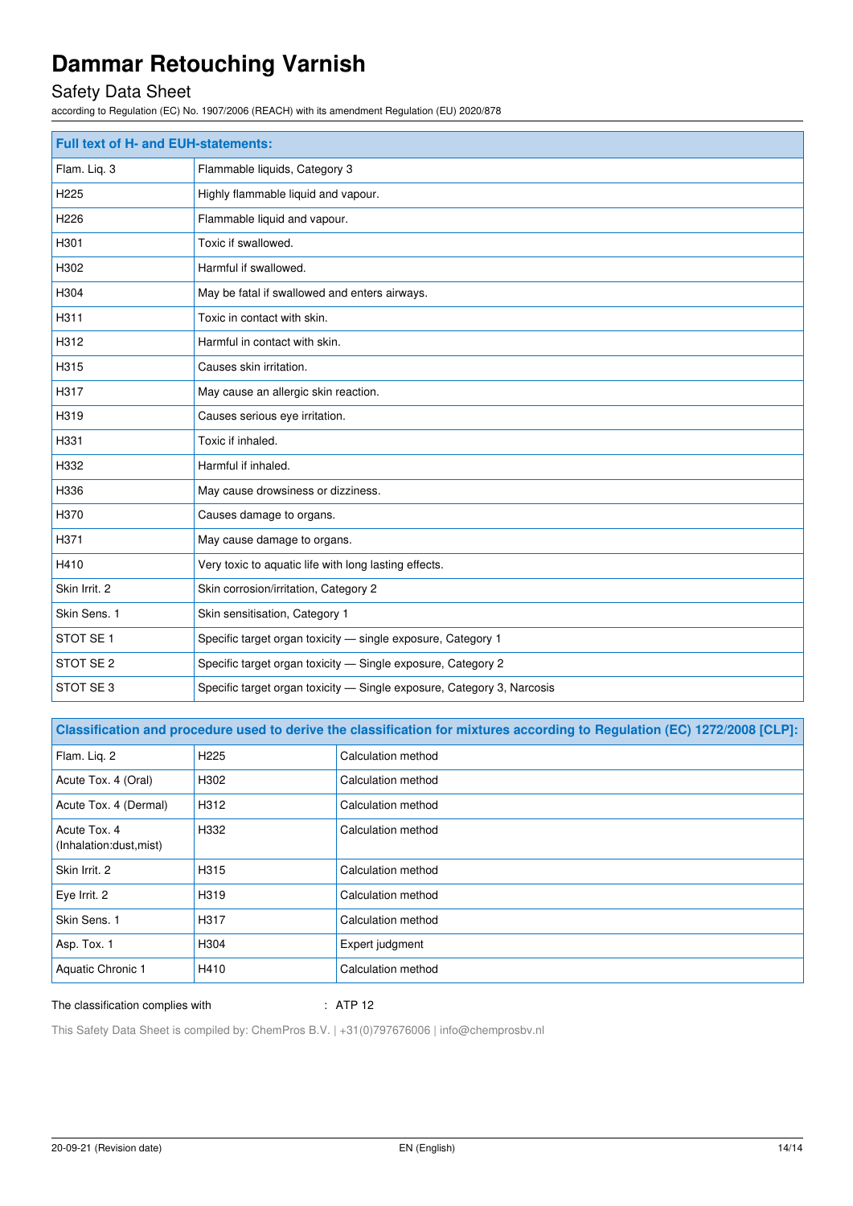| Full text of H- and EUH-statements: | |
|---|---|
| Flam. Liq. 3 | Flammable liquids, Category 3 |
| H225 | Highly flammable liquid and vapour. |
| H226 | Flammable liquid and vapour. |
| H301 | Toxic if swallowed. |
| H302 | Harmful if swallowed. |
| H304 | May be fatal if swallowed and enters airways. |
| H311 | Toxic in contact with skin. |
| H312 | Harmful in contact with skin. |
| H315 | Causes skin irritation. |
| H317 | May cause an allergic skin reaction. |
| H319 | Causes serious eye irritation. |
| H331 | Toxic if inhaled. |
| H332 | Harmful if inhaled. |
| H336 | May cause drowsiness or dizziness. |
| H370 | Causes damage to organs. |
| H371 | May cause damage to organs. |
| H410 | Very toxic to aquatic life with long lasting effects. |
| Skin Irrit. 2 | Skin corrosion/irritation, Category 2 |
| Skin Sens. 1 | Skin sensitisation, Category 1 |
| STOT SE 1 | Specific target organ toxicity — single exposure, Category 1 |
| STOT SE 2 | Specific target organ toxicity — Single exposure, Category 2 |
| STOT SE 3 | Specific target organ toxicity — Single exposure, Category 3, Narcosis |

| Classification and procedure used to derive the classification for mixtures according to Regulation (EC) 1272/2008 [CLP]: | | |
|---|---|---|
| Flam. Liq. 2 | H225 | Calculation method |
| Acute Tox. 4 (Oral) | H302 | Calculation method |
| Acute Tox. 4 (Dermal) | H312 | Calculation method |
| Acute Tox. 4 (Inhalation:dust,mist) | H332 | Calculation method |
| Skin Irrit. 2 | H315 | Calculation method |
| Eye Irrit. 2 | H319 | Calculation method |
| Skin Sens. 1 | H317 | Calculation method |
| Asp. Tox. 1 | H304 | Expert judgment |
| Aquatic Chronic 1 | H410 | Calculation method |

The classification complies with : ATP 12

This Safety Data Sheet is compiled by: ChemPros B.V. | +31(0)797676006 | info@chemprosbv.nl